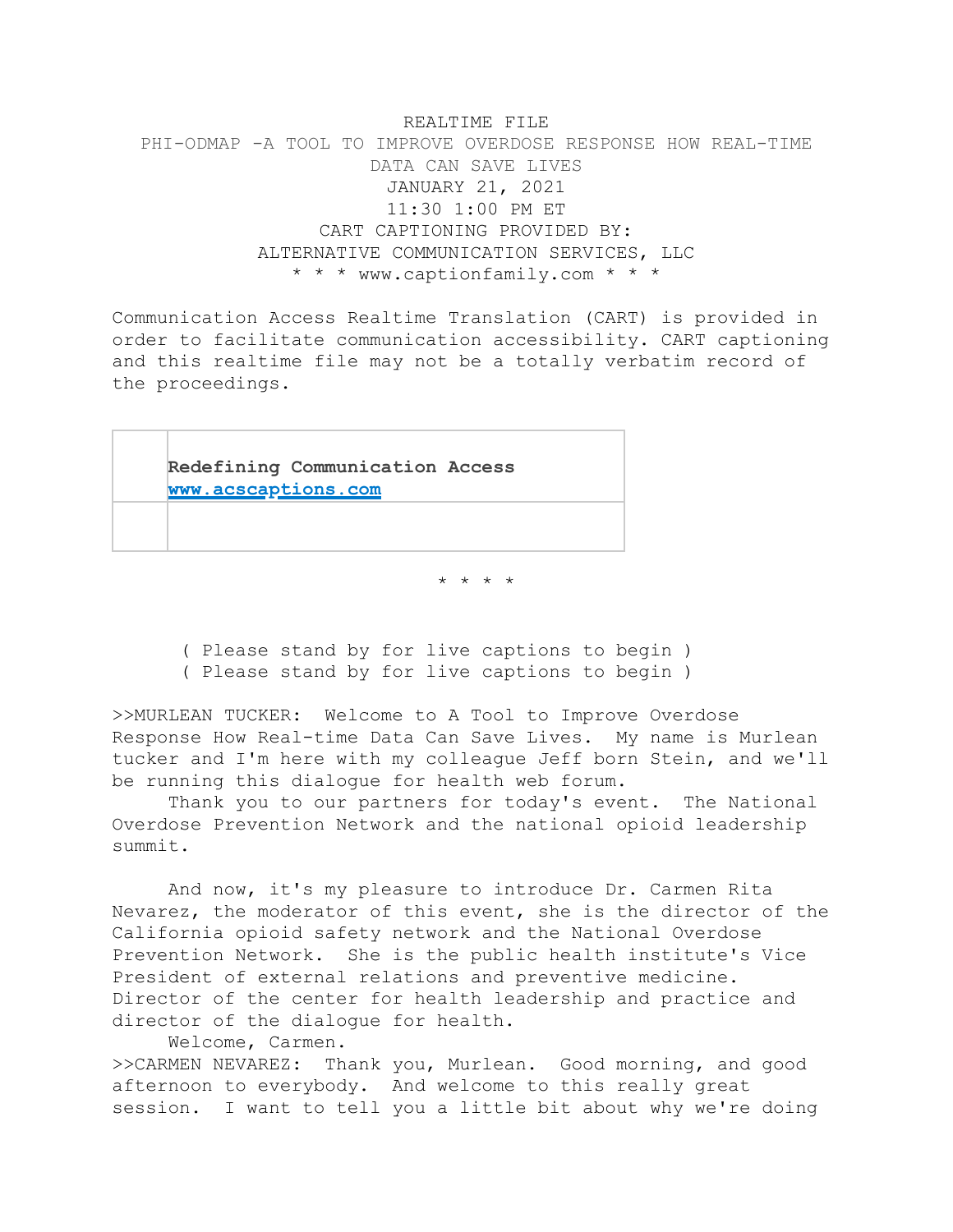REALTIME FILE

PHI-ODMAP -A TOOL TO IMPROVE OVERDOSE RESPONSE HOW REAL-TIME DATA CAN SAVE LIVES

JANUARY 21, 2021

11:30 1:00 PM ET

CART CAPTIONING PROVIDED BY:

ALTERNATIVE COMMUNICATION SERVICES, LLC

* * * www.captionfamily.com * * *

Communication Access Realtime Translation (CART) is provided in order to facilitate communication accessibility. CART captioning and this realtime file may not be a totally verbatim record of the proceedings.

| | |
|---|---|
| | **Redefining Communication Access** **www.acscaptions.com** |
| | |

* * * *

( Please stand by for live captions to begin )

( Please stand by for live captions to begin )

>>MURLEAN TUCKER: Welcome to A Tool to Improve Overdose Response How Real-time Data Can Save Lives. My name is Murlean tucker and I'm here with my colleague Jeff born Stein, and we'll be running this dialogue for health web forum.

Thank you to our partners for today's event. The National Overdose Prevention Network and the national opioid leadership summit.

And now, it's my pleasure to introduce Dr. Carmen Rita Nevarez, the moderator of this event, she is the director of the California opioid safety network and the National Overdose Prevention Network. She is the public health institute's Vice President of external relations and preventive medicine. Director of the center for health leadership and practice and director of the dialogue for health.

Welcome, Carmen.

>>CARMEN NEVAREZ: Thank you, Murlean. Good morning, and good afternoon to everybody. And welcome to this really great session. I want to tell you a little bit about why we're doing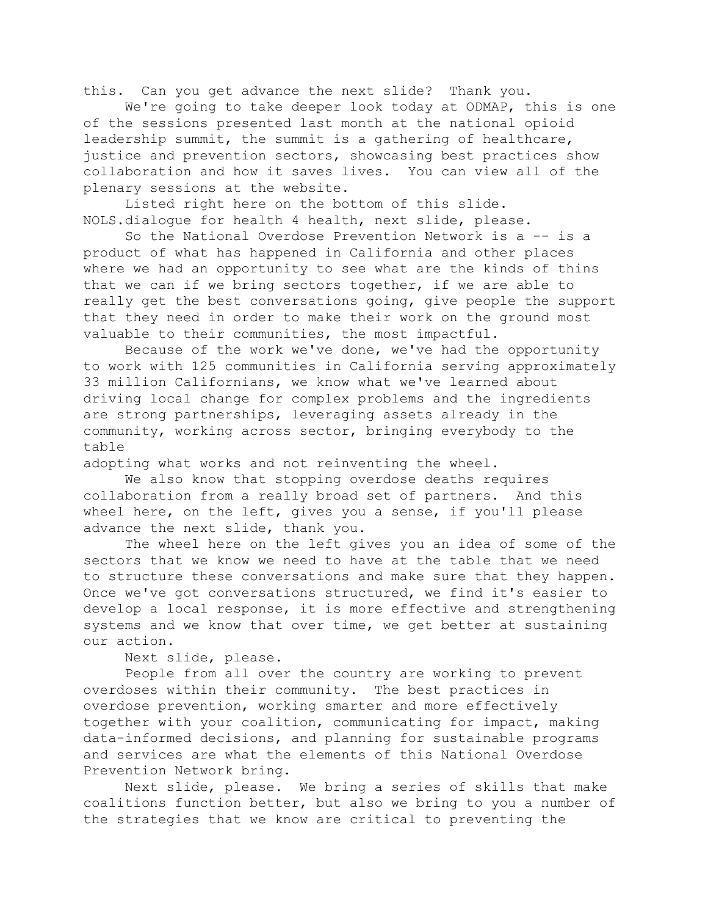this. Can you get advance the next slide? Thank you.

We're going to take deeper look today at ODMAP, this is one of the sessions presented last month at the national opioid leadership summit, the summit is a gathering of healthcare, justice and prevention sectors, showcasing best practices show collaboration and how it saves lives. You can view all of the plenary sessions at the website.

Listed right here on the bottom of this slide. NOLS.dialogue for health 4 health, next slide, please.

So the National Overdose Prevention Network is a -- is a product of what has happened in California and other places where we had an opportunity to see what are the kinds of thins that we can if we bring sectors together, if we are able to really get the best conversations going, give people the support that they need in order to make their work on the ground most valuable to their communities, the most impactful.

Because of the work we've done, we've had the opportunity to work with 125 communities in California serving approximately 33 million Californians, we know what we've learned about driving local change for complex problems and the ingredients are strong partnerships, leveraging assets already in the community, working across sector, bringing everybody to the table
adopting what works and not reinventing the wheel.

We also know that stopping overdose deaths requires collaboration from a really broad set of partners. And this wheel here, on the left, gives you a sense, if you'll please advance the next slide, thank you.

The wheel here on the left gives you an idea of some of the sectors that we know we need to have at the table that we need to structure these conversations and make sure that they happen. Once we've got conversations structured, we find it's easier to develop a local response, it is more effective and strengthening systems and we know that over time, we get better at sustaining our action.

Next slide, please.

People from all over the country are working to prevent overdoses within their community. The best practices in overdose prevention, working smarter and more effectively together with your coalition, communicating for impact, making data-informed decisions, and planning for sustainable programs and services are what the elements of this National Overdose Prevention Network bring.

Next slide, please. We bring a series of skills that make coalitions function better, but also we bring to you a number of the strategies that we know are critical to preventing the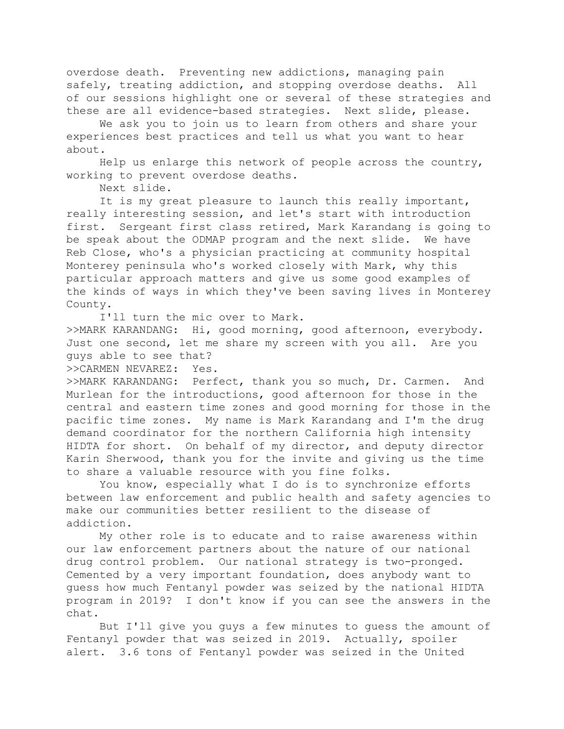overdose death. Preventing new addictions, managing pain safely, treating addiction, and stopping overdose deaths. All of our sessions highlight one or several of these strategies and these are all evidence-based strategies. Next slide, please.

We ask you to join us to learn from others and share your experiences best practices and tell us what you want to hear about.

Help us enlarge this network of people across the country, working to prevent overdose deaths.

Next slide.

It is my great pleasure to launch this really important, really interesting session, and let's start with introduction first. Sergeant first class retired, Mark Karandang is going to be speak about the ODMAP program and the next slide. We have Reb Close, who's a physician practicing at community hospital Monterey peninsula who's worked closely with Mark, why this particular approach matters and give us some good examples of the kinds of ways in which they've been saving lives in Monterey County.

I'll turn the mic over to Mark.

>>MARK KARANDANG: Hi, good morning, good afternoon, everybody. Just one second, let me share my screen with you all. Are you guys able to see that?

>>CARMEN NEVAREZ: Yes.

>>MARK KARANDANG: Perfect, thank you so much, Dr. Carmen. And Murlean for the introductions, good afternoon for those in the central and eastern time zones and good morning for those in the pacific time zones. My name is Mark Karandang and I'm the drug demand coordinator for the northern California high intensity HIDTA for short. On behalf of my director, and deputy director Karin Sherwood, thank you for the invite and giving us the time to share a valuable resource with you fine folks.

You know, especially what I do is to synchronize efforts between law enforcement and public health and safety agencies to make our communities better resilient to the disease of addiction.

My other role is to educate and to raise awareness within our law enforcement partners about the nature of our national drug control problem. Our national strategy is two-pronged. Cemented by a very important foundation, does anybody want to guess how much Fentanyl powder was seized by the national HIDTA program in 2019? I don't know if you can see the answers in the chat.

But I'll give you guys a few minutes to guess the amount of Fentanyl powder that was seized in 2019. Actually, spoiler alert. 3.6 tons of Fentanyl powder was seized in the United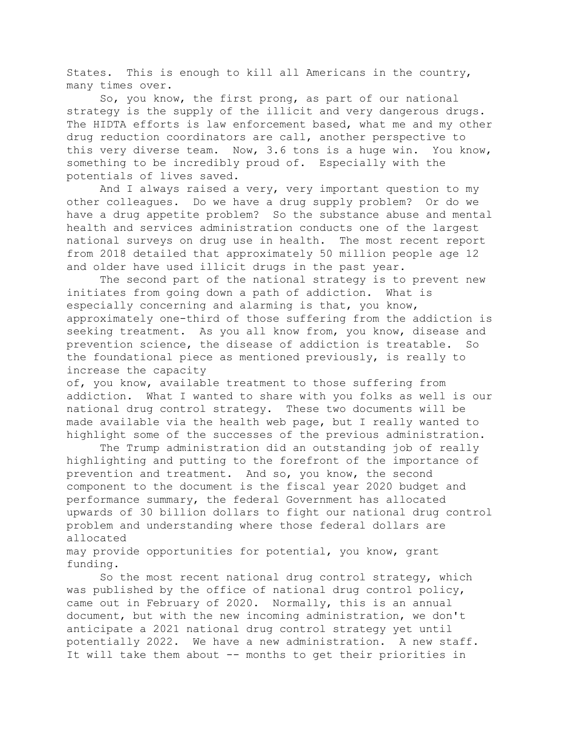States. This is enough to kill all Americans in the country, many times over.

So, you know, the first prong, as part of our national strategy is the supply of the illicit and very dangerous drugs. The HIDTA efforts is law enforcement based, what me and my other drug reduction coordinators are call, another perspective to this very diverse team. Now, 3.6 tons is a huge win. You know, something to be incredibly proud of. Especially with the potentials of lives saved.

And I always raised a very, very important question to my other colleagues. Do we have a drug supply problem? Or do we have a drug appetite problem? So the substance abuse and mental health and services administration conducts one of the largest national surveys on drug use in health. The most recent report from 2018 detailed that approximately 50 million people age 12 and older have used illicit drugs in the past year.

The second part of the national strategy is to prevent new initiates from going down a path of addiction. What is especially concerning and alarming is that, you know, approximately one-third of those suffering from the addiction is seeking treatment. As you all know from, you know, disease and prevention science, the disease of addiction is treatable. So the foundational piece as mentioned previously, is really to increase the capacity of, you know, available treatment to those suffering from addiction. What I wanted to share with you folks as well is our national drug control strategy. These two documents will be made available via the health web page, but I really wanted to highlight some of the successes of the previous administration.

The Trump administration did an outstanding job of really highlighting and putting to the forefront of the importance of prevention and treatment. And so, you know, the second component to the document is the fiscal year 2020 budget and performance summary, the federal Government has allocated upwards of 30 billion dollars to fight our national drug control problem and understanding where those federal dollars are allocated may provide opportunities for potential, you know, grant funding.

So the most recent national drug control strategy, which was published by the office of national drug control policy, came out in February of 2020. Normally, this is an annual document, but with the new incoming administration, we don't anticipate a 2021 national drug control strategy yet until potentially 2022. We have a new administration. A new staff. It will take them about -- months to get their priorities in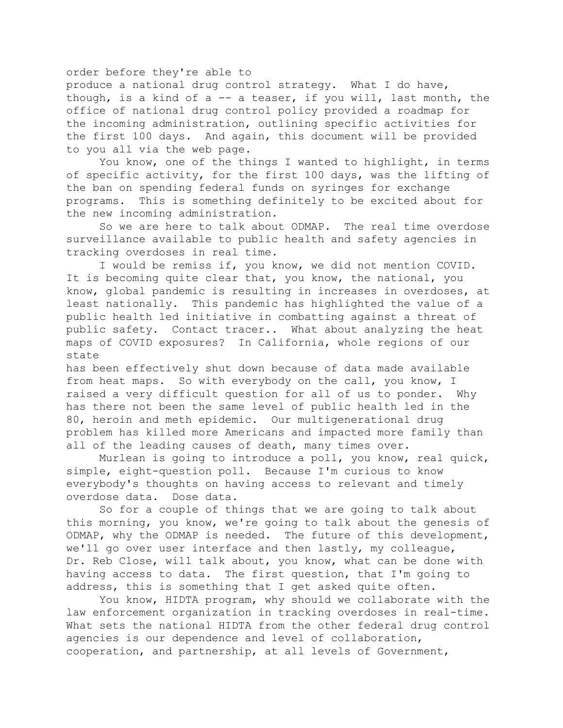order before they're able to
produce a national drug control strategy. What I do have, though, is a kind of a -- a teaser, if you will, last month, the office of national drug control policy provided a roadmap for the incoming administration, outlining specific activities for the first 100 days. And again, this document will be provided to you all via the web page.

You know, one of the things I wanted to highlight, in terms of specific activity, for the first 100 days, was the lifting of the ban on spending federal funds on syringes for exchange programs. This is something definitely to be excited about for the new incoming administration.

So we are here to talk about ODMAP. The real time overdose surveillance available to public health and safety agencies in tracking overdoses in real time.

I would be remiss if, you know, we did not mention COVID. It is becoming quite clear that, you know, the national, you know, global pandemic is resulting in increases in overdoses, at least nationally. This pandemic has highlighted the value of a public health led initiative in combatting against a threat of public safety. Contact tracer.. What about analyzing the heat maps of COVID exposures? In California, whole regions of our state
has been effectively shut down because of data made available from heat maps. So with everybody on the call, you know, I raised a very difficult question for all of us to ponder. Why has there not been the same level of public health led in the 80, heroin and meth epidemic. Our multigenerational drug problem has killed more Americans and impacted more family than all of the leading causes of death, many times over.

Murlean is going to introduce a poll, you know, real quick, simple, eight-question poll. Because I'm curious to know everybody's thoughts on having access to relevant and timely overdose data. Dose data.

So for a couple of things that we are going to talk about this morning, you know, we're going to talk about the genesis of ODMAP, why the ODMAP is needed. The future of this development, we'll go over user interface and then lastly, my colleague, Dr. Reb Close, will talk about, you know, what can be done with having access to data. The first question, that I'm going to address, this is something that I get asked quite often.

You know, HIDTA program, why should we collaborate with the law enforcement organization in tracking overdoses in real-time. What sets the national HIDTA from the other federal drug control agencies is our dependence and level of collaboration, cooperation, and partnership, at all levels of Government,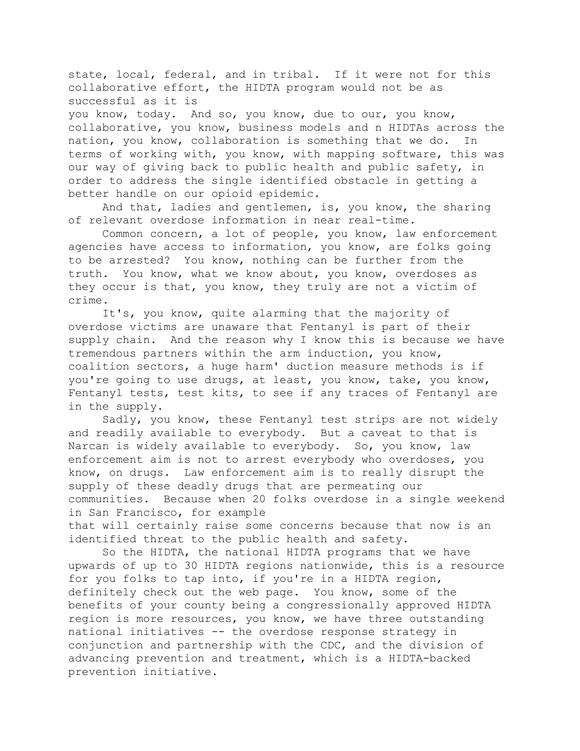state, local, federal, and in tribal. If it were not for this collaborative effort, the HIDTA program would not be as successful as it is
you know, today. And so, you know, due to our, you know, collaborative, you know, business models and n HIDTAs across the nation, you know, collaboration is something that we do. In terms of working with, you know, with mapping software, this was our way of giving back to public health and public safety, in order to address the single identified obstacle in getting a better handle on our opioid epidemic.

And that, ladies and gentlemen, is, you know, the sharing of relevant overdose information in near real-time.

Common concern, a lot of people, you know, law enforcement agencies have access to information, you know, are folks going to be arrested? You know, nothing can be further from the truth. You know, what we know about, you know, overdoses as they occur is that, you know, they truly are not a victim of crime.

It's, you know, quite alarming that the majority of overdose victims are unaware that Fentanyl is part of their supply chain. And the reason why I know this is because we have tremendous partners within the arm induction, you know, coalition sectors, a huge harm' duction measure methods is if you're going to use drugs, at least, you know, take, you know, Fentanyl tests, test kits, to see if any traces of Fentanyl are in the supply.

Sadly, you know, these Fentanyl test strips are not widely and readily available to everybody. But a caveat to that is Narcan is widely available to everybody. So, you know, law enforcement aim is not to arrest everybody who overdoses, you know, on drugs. Law enforcement aim is to really disrupt the supply of these deadly drugs that are permeating our communities. Because when 20 folks overdose in a single weekend in San Francisco, for example
that will certainly raise some concerns because that now is an identified threat to the public health and safety.

So the HIDTA, the national HIDTA programs that we have upwards of up to 30 HIDTA regions nationwide, this is a resource for you folks to tap into, if you're in a HIDTA region, definitely check out the web page. You know, some of the benefits of your county being a congressionally approved HIDTA region is more resources, you know, we have three outstanding national initiatives -- the overdose response strategy in conjunction and partnership with the CDC, and the division of advancing prevention and treatment, which is a HIDTA-backed prevention initiative.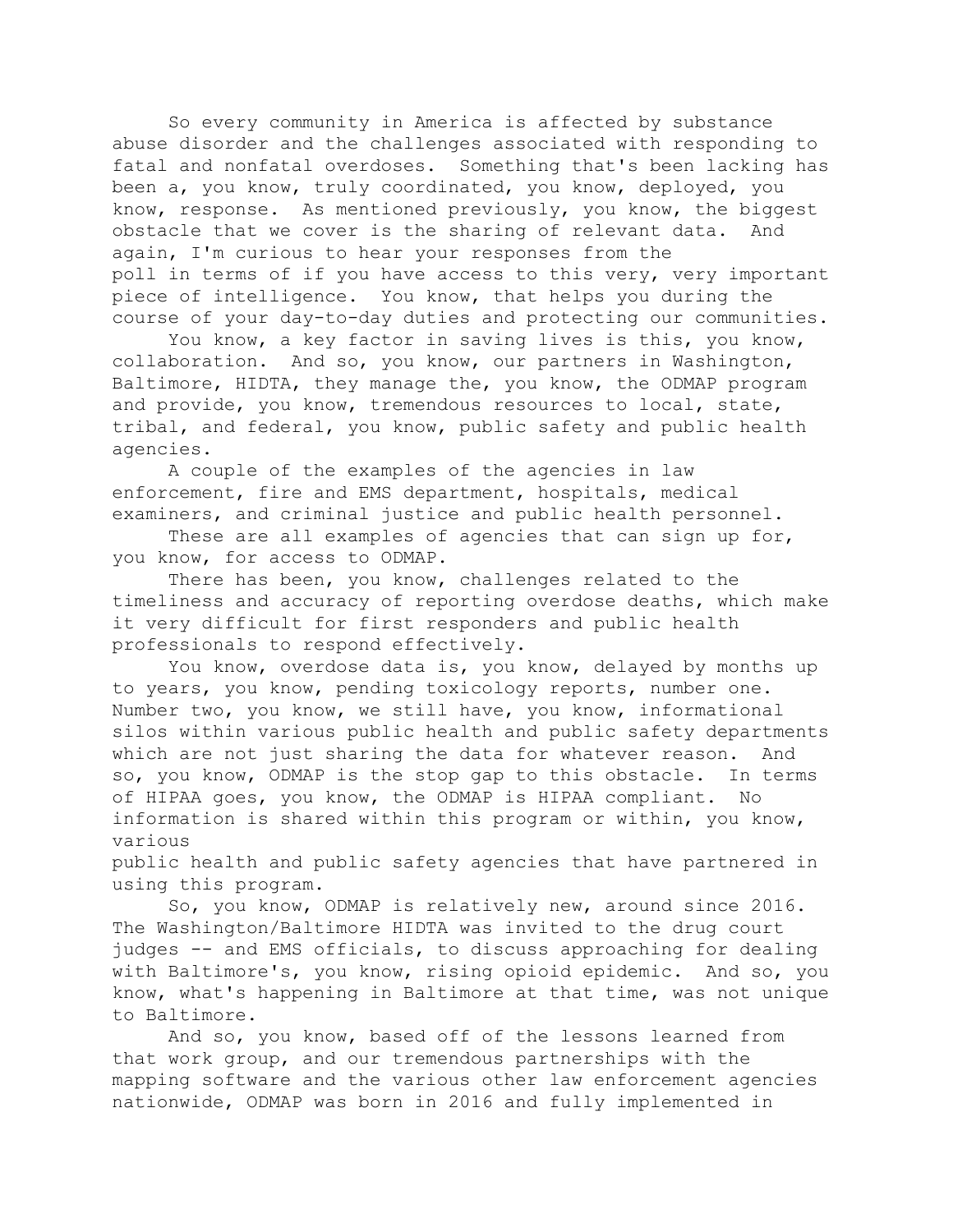So every community in America is affected by substance abuse disorder and the challenges associated with responding to fatal and nonfatal overdoses. Something that's been lacking has been a, you know, truly coordinated, you know, deployed, you know, response. As mentioned previously, you know, the biggest obstacle that we cover is the sharing of relevant data. And again, I'm curious to hear your responses from the poll in terms of if you have access to this very, very important piece of intelligence. You know, that helps you during the course of your day-to-day duties and protecting our communities.

You know, a key factor in saving lives is this, you know, collaboration. And so, you know, our partners in Washington, Baltimore, HIDTA, they manage the, you know, the ODMAP program and provide, you know, tremendous resources to local, state, tribal, and federal, you know, public safety and public health agencies.

A couple of the examples of the agencies in law enforcement, fire and EMS department, hospitals, medical examiners, and criminal justice and public health personnel.

These are all examples of agencies that can sign up for, you know, for access to ODMAP.

There has been, you know, challenges related to the timeliness and accuracy of reporting overdose deaths, which make it very difficult for first responders and public health professionals to respond effectively.

You know, overdose data is, you know, delayed by months up to years, you know, pending toxicology reports, number one. Number two, you know, we still have, you know, informational silos within various public health and public safety departments which are not just sharing the data for whatever reason. And so, you know, ODMAP is the stop gap to this obstacle. In terms of HIPAA goes, you know, the ODMAP is HIPAA compliant. No information is shared within this program or within, you know, various public health and public safety agencies that have partnered in using this program.

So, you know, ODMAP is relatively new, around since 2016. The Washington/Baltimore HIDTA was invited to the drug court judges -- and EMS officials, to discuss approaching for dealing with Baltimore's, you know, rising opioid epidemic. And so, you know, what's happening in Baltimore at that time, was not unique to Baltimore.

And so, you know, based off of the lessons learned from that work group, and our tremendous partnerships with the mapping software and the various other law enforcement agencies nationwide, ODMAP was born in 2016 and fully implemented in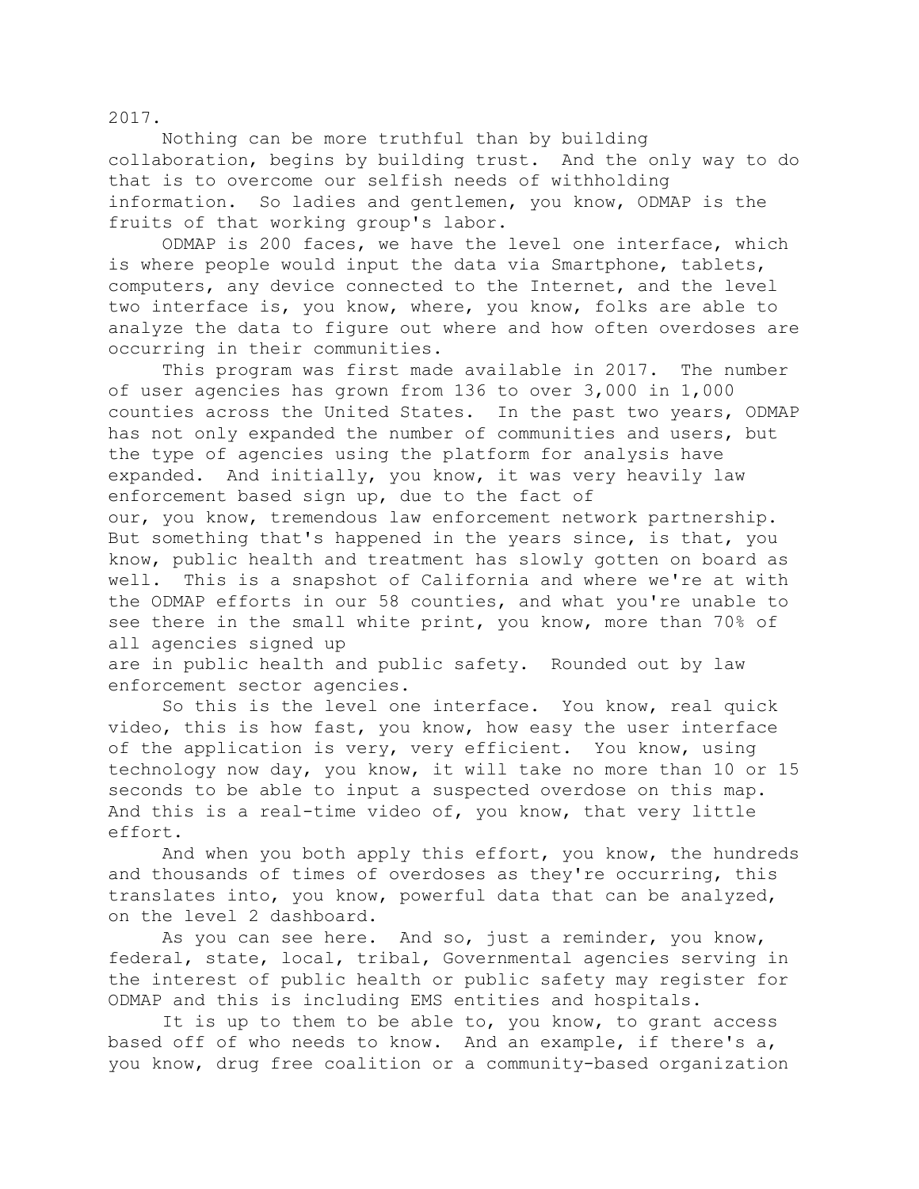2017.

Nothing can be more truthful than by building collaboration, begins by building trust. And the only way to do that is to overcome our selfish needs of withholding information. So ladies and gentlemen, you know, ODMAP is the fruits of that working group's labor.

ODMAP is 200 faces, we have the level one interface, which is where people would input the data via Smartphone, tablets, computers, any device connected to the Internet, and the level two interface is, you know, where, you know, folks are able to analyze the data to figure out where and how often overdoses are occurring in their communities.

This program was first made available in 2017. The number of user agencies has grown from 136 to over 3,000 in 1,000 counties across the United States. In the past two years, ODMAP has not only expanded the number of communities and users, but the type of agencies using the platform for analysis have expanded. And initially, you know, it was very heavily law enforcement based sign up, due to the fact of our, you know, tremendous law enforcement network partnership. But something that's happened in the years since, is that, you know, public health and treatment has slowly gotten on board as well. This is a snapshot of California and where we're at with the ODMAP efforts in our 58 counties, and what you're unable to see there in the small white print, you know, more than 70% of all agencies signed up are in public health and public safety. Rounded out by law enforcement sector agencies.

So this is the level one interface. You know, real quick video, this is how fast, you know, how easy the user interface of the application is very, very efficient. You know, using technology now day, you know, it will take no more than 10 or 15 seconds to be able to input a suspected overdose on this map. And this is a real-time video of, you know, that very little effort.

And when you both apply this effort, you know, the hundreds and thousands of times of overdoses as they're occurring, this translates into, you know, powerful data that can be analyzed, on the level 2 dashboard.

As you can see here. And so, just a reminder, you know, federal, state, local, tribal, Governmental agencies serving in the interest of public health or public safety may register for ODMAP and this is including EMS entities and hospitals.

It is up to them to be able to, you know, to grant access based off of who needs to know. And an example, if there's a, you know, drug free coalition or a community-based organization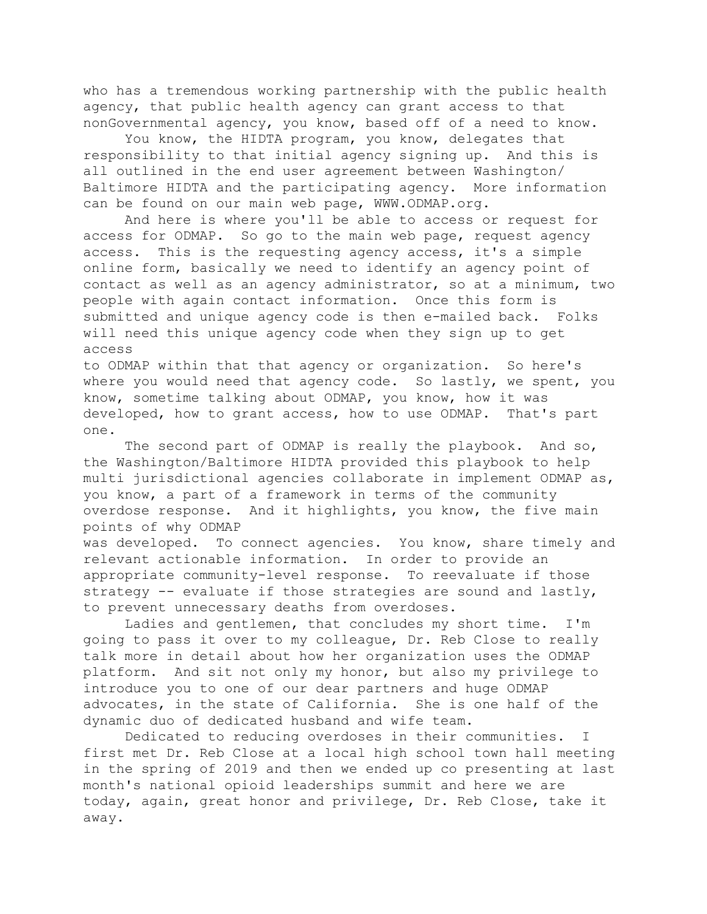who has a tremendous working partnership with the public health agency, that public health agency can grant access to that nonGovernmental agency, you know, based off of a need to know.

You know, the HIDTA program, you know, delegates that responsibility to that initial agency signing up. And this is all outlined in the end user agreement between Washington/ Baltimore HIDTA and the participating agency. More information can be found on our main web page, WWW.ODMAP.org.

And here is where you'll be able to access or request for access for ODMAP. So go to the main web page, request agency access. This is the requesting agency access, it's a simple online form, basically we need to identify an agency point of contact as well as an agency administrator, so at a minimum, two people with again contact information. Once this form is submitted and unique agency code is then e-mailed back. Folks will need this unique agency code when they sign up to get access to ODMAP within that that agency or organization. So here's where you would need that agency code. So lastly, we spent, you know, sometime talking about ODMAP, you know, how it was developed, how to grant access, how to use ODMAP. That's part one.

The second part of ODMAP is really the playbook. And so, the Washington/Baltimore HIDTA provided this playbook to help multi jurisdictional agencies collaborate in implement ODMAP as, you know, a part of a framework in terms of the community overdose response. And it highlights, you know, the five main points of why ODMAP was developed. To connect agencies. You know, share timely and relevant actionable information. In order to provide an appropriate community-level response. To reevaluate if those strategy -- evaluate if those strategies are sound and lastly, to prevent unnecessary deaths from overdoses.

Ladies and gentlemen, that concludes my short time. I'm going to pass it over to my colleague, Dr. Reb Close to really talk more in detail about how her organization uses the ODMAP platform. And sit not only my honor, but also my privilege to introduce you to one of our dear partners and huge ODMAP advocates, in the state of California. She is one half of the dynamic duo of dedicated husband and wife team.

Dedicated to reducing overdoses in their communities. I first met Dr. Reb Close at a local high school town hall meeting in the spring of 2019 and then we ended up co presenting at last month's national opioid leaderships summit and here we are today, again, great honor and privilege, Dr. Reb Close, take it away.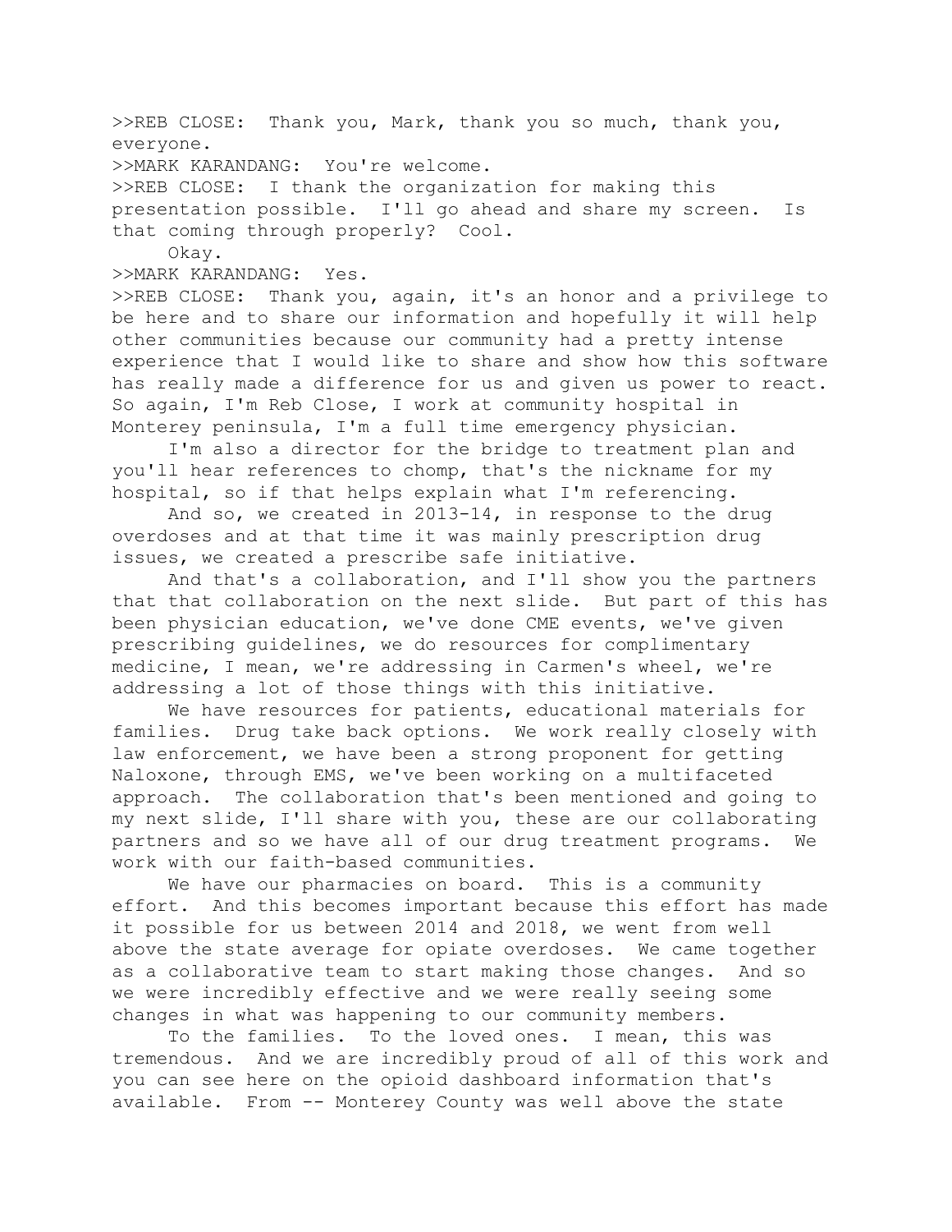>>REB CLOSE: Thank you, Mark, thank you so much, thank you, everyone.

>>MARK KARANDANG: You're welcome.

>>REB CLOSE: I thank the organization for making this presentation possible. I'll go ahead and share my screen. Is that coming through properly? Cool.

Okay.

>>MARK KARANDANG: Yes.

>>REB CLOSE: Thank you, again, it's an honor and a privilege to be here and to share our information and hopefully it will help other communities because our community had a pretty intense experience that I would like to share and show how this software has really made a difference for us and given us power to react. So again, I'm Reb Close, I work at community hospital in Monterey peninsula, I'm a full time emergency physician.

I'm also a director for the bridge to treatment plan and you'll hear references to chomp, that's the nickname for my hospital, so if that helps explain what I'm referencing.

And so, we created in 2013-14, in response to the drug overdoses and at that time it was mainly prescription drug issues, we created a prescribe safe initiative.

And that's a collaboration, and I'll show you the partners that that collaboration on the next slide. But part of this has been physician education, we've done CME events, we've given prescribing guidelines, we do resources for complimentary medicine, I mean, we're addressing in Carmen's wheel, we're addressing a lot of those things with this initiative.

We have resources for patients, educational materials for families. Drug take back options. We work really closely with law enforcement, we have been a strong proponent for getting Naloxone, through EMS, we've been working on a multifaceted approach. The collaboration that's been mentioned and going to my next slide, I'll share with you, these are our collaborating partners and so we have all of our drug treatment programs. We work with our faith-based communities.

We have our pharmacies on board. This is a community effort. And this becomes important because this effort has made it possible for us between 2014 and 2018, we went from well above the state average for opiate overdoses. We came together as a collaborative team to start making those changes. And so we were incredibly effective and we were really seeing some changes in what was happening to our community members.

To the families. To the loved ones. I mean, this was tremendous. And we are incredibly proud of all of this work and you can see here on the opioid dashboard information that's available. From -- Monterey County was well above the state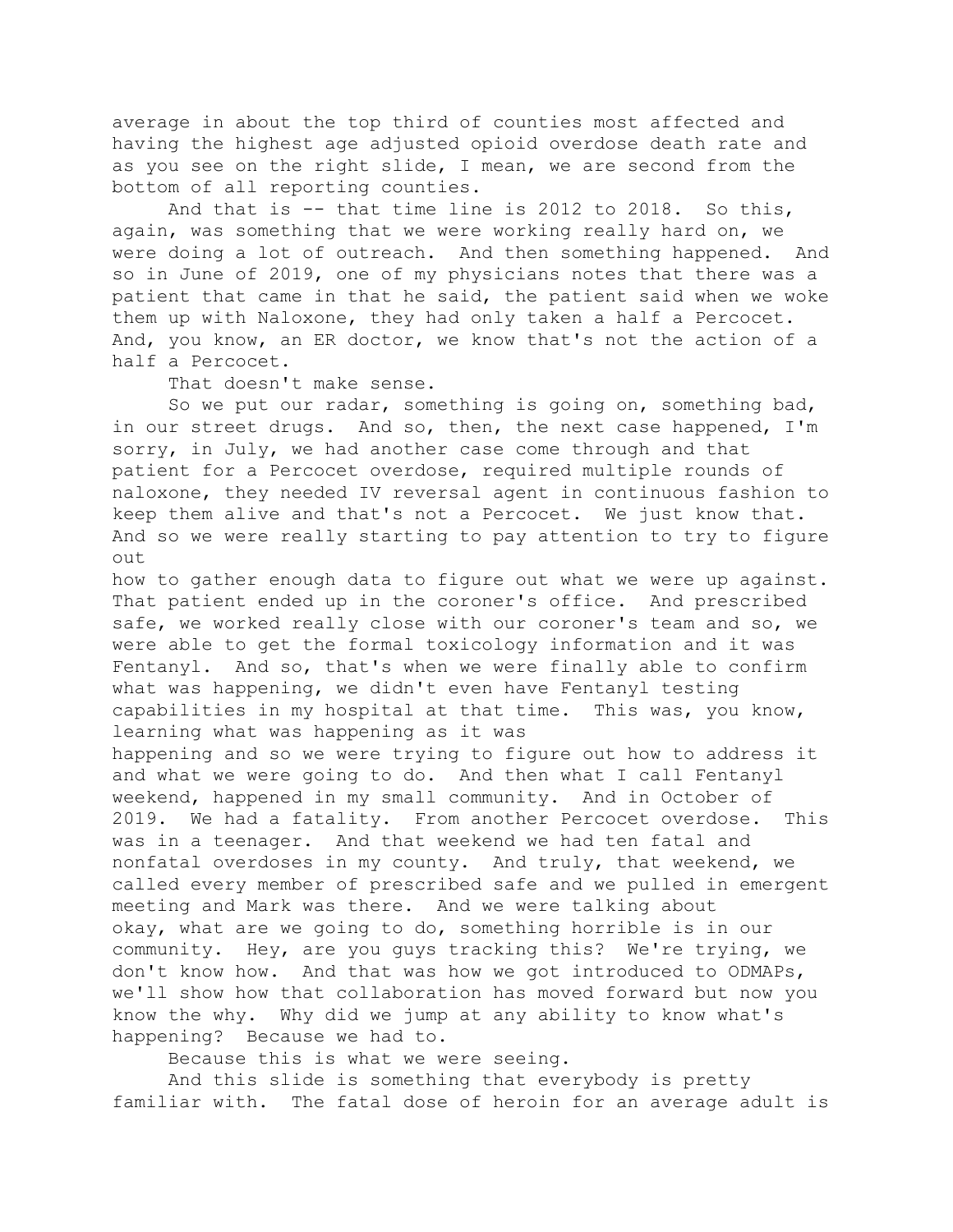average in about the top third of counties most affected and having the highest age adjusted opioid overdose death rate and as you see on the right slide, I mean, we are second from the bottom of all reporting counties.

And that is -- that time line is 2012 to 2018. So this, again, was something that we were working really hard on, we were doing a lot of outreach. And then something happened. And so in June of 2019, one of my physicians notes that there was a patient that came in that he said, the patient said when we woke them up with Naloxone, they had only taken a half a Percocet. And, you know, an ER doctor, we know that's not the action of a half a Percocet.

That doesn't make sense.

So we put our radar, something is going on, something bad, in our street drugs. And so, then, the next case happened, I'm sorry, in July, we had another case come through and that patient for a Percocet overdose, required multiple rounds of naloxone, they needed IV reversal agent in continuous fashion to keep them alive and that's not a Percocet. We just know that. And so we were really starting to pay attention to try to figure out how to gather enough data to figure out what we were up against. That patient ended up in the coroner's office. And prescribed safe, we worked really close with our coroner's team and so, we were able to get the formal toxicology information and it was Fentanyl. And so, that's when we were finally able to confirm what was happening, we didn't even have Fentanyl testing capabilities in my hospital at that time. This was, you know, learning what was happening as it was happening and so we were trying to figure out how to address it and what we were going to do. And then what I call Fentanyl weekend, happened in my small community. And in October of 2019. We had a fatality. From another Percocet overdose. This was in a teenager. And that weekend we had ten fatal and nonfatal overdoses in my county. And truly, that weekend, we called every member of prescribed safe and we pulled in emergent meeting and Mark was there. And we were talking about okay, what are we going to do, something horrible is in our community. Hey, are you guys tracking this? We're trying, we don't know how. And that was how we got introduced to ODMAPs, we'll show how that collaboration has moved forward but now you know the why. Why did we jump at any ability to know what's happening? Because we had to.

Because this is what we were seeing.

And this slide is something that everybody is pretty familiar with. The fatal dose of heroin for an average adult is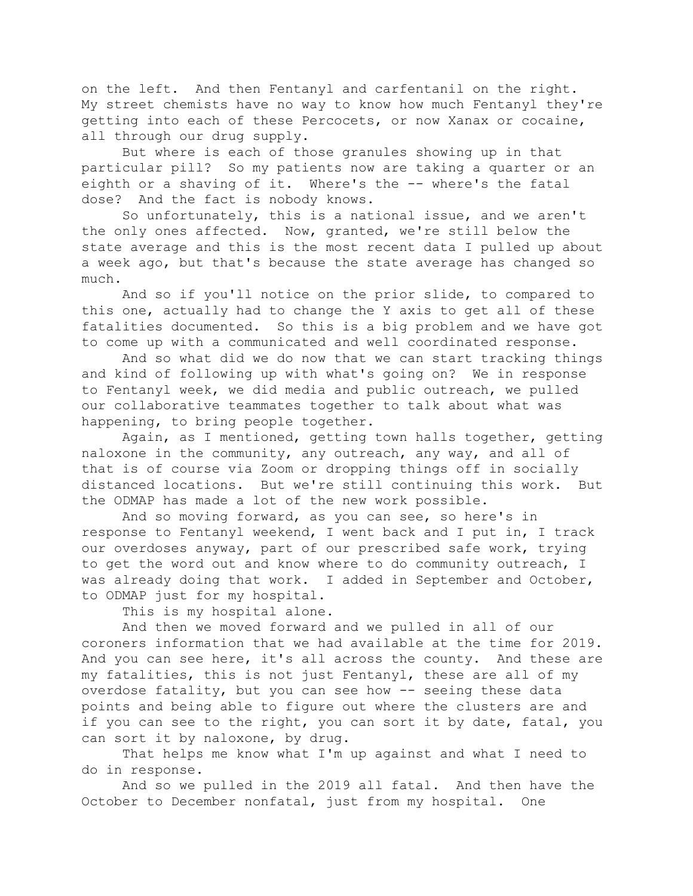on the left. And then Fentanyl and carfentanil on the right. My street chemists have no way to know how much Fentanyl they're getting into each of these Percocets, or now Xanax or cocaine, all through our drug supply.

But where is each of those granules showing up in that particular pill? So my patients now are taking a quarter or an eighth or a shaving of it. Where's the -- where's the fatal dose? And the fact is nobody knows.

So unfortunately, this is a national issue, and we aren't the only ones affected. Now, granted, we're still below the state average and this is the most recent data I pulled up about a week ago, but that's because the state average has changed so much.

And so if you'll notice on the prior slide, to compared to this one, actually had to change the Y axis to get all of these fatalities documented. So this is a big problem and we have got to come up with a communicated and well coordinated response.

And so what did we do now that we can start tracking things and kind of following up with what's going on? We in response to Fentanyl week, we did media and public outreach, we pulled our collaborative teammates together to talk about what was happening, to bring people together.

Again, as I mentioned, getting town halls together, getting naloxone in the community, any outreach, any way, and all of that is of course via Zoom or dropping things off in socially distanced locations. But we're still continuing this work. But the ODMAP has made a lot of the new work possible.

And so moving forward, as you can see, so here's in response to Fentanyl weekend, I went back and I put in, I track our overdoses anyway, part of our prescribed safe work, trying to get the word out and know where to do community outreach, I was already doing that work. I added in September and October, to ODMAP just for my hospital.

This is my hospital alone.

And then we moved forward and we pulled in all of our coroners information that we had available at the time for 2019. And you can see here, it's all across the county. And these are my fatalities, this is not just Fentanyl, these are all of my overdose fatality, but you can see how -- seeing these data points and being able to figure out where the clusters are and if you can see to the right, you can sort it by date, fatal, you can sort it by naloxone, by drug.

That helps me know what I'm up against and what I need to do in response.

And so we pulled in the 2019 all fatal. And then have the October to December nonfatal, just from my hospital. One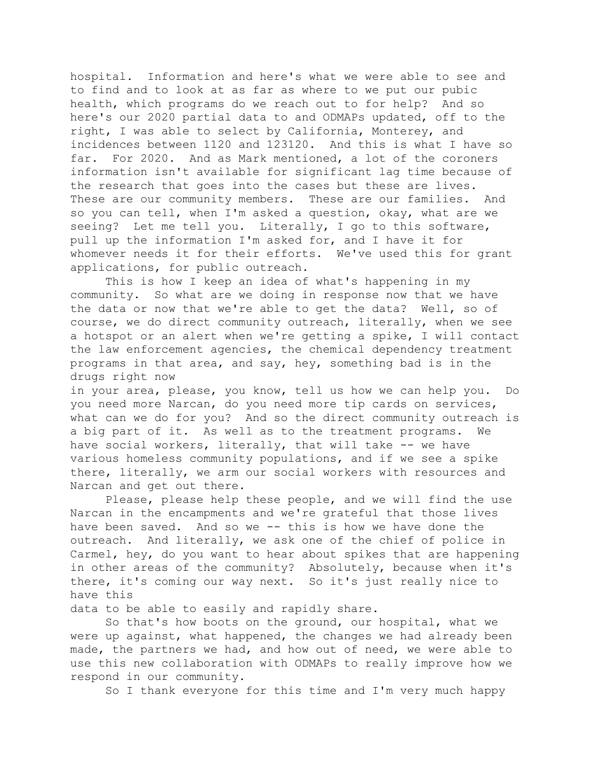hospital. Information and here's what we were able to see and to find and to look at as far as where to we put our pubic health, which programs do we reach out to for help? And so here's our 2020 partial data to and ODMAPs updated, off to the right, I was able to select by California, Monterey, and incidences between 1120 and 123120. And this is what I have so far. For 2020. And as Mark mentioned, a lot of the coroners information isn't available for significant lag time because of the research that goes into the cases but these are lives. These are our community members. These are our families. And so you can tell, when I'm asked a question, okay, what are we seeing? Let me tell you. Literally, I go to this software, pull up the information I'm asked for, and I have it for whomever needs it for their efforts. We've used this for grant applications, for public outreach.

This is how I keep an idea of what's happening in my community. So what are we doing in response now that we have the data or now that we're able to get the data? Well, so of course, we do direct community outreach, literally, when we see a hotspot or an alert when we're getting a spike, I will contact the law enforcement agencies, the chemical dependency treatment programs in that area, and say, hey, something bad is in the drugs right now in your area, please, you know, tell us how we can help you. Do you need more Narcan, do you need more tip cards on services, what can we do for you? And so the direct community outreach is a big part of it. As well as to the treatment programs. We have social workers, literally, that will take -- we have various homeless community populations, and if we see a spike there, literally, we arm our social workers with resources and Narcan and get out there.

Please, please help these people, and we will find the use Narcan in the encampments and we're grateful that those lives have been saved. And so we -- this is how we have done the outreach. And literally, we ask one of the chief of police in Carmel, hey, do you want to hear about spikes that are happening in other areas of the community? Absolutely, because when it's there, it's coming our way next. So it's just really nice to have this data to be able to easily and rapidly share.

So that's how boots on the ground, our hospital, what we were up against, what happened, the changes we had already been made, the partners we had, and how out of need, we were able to use this new collaboration with ODMAPs to really improve how we respond in our community.

So I thank everyone for this time and I'm very much happy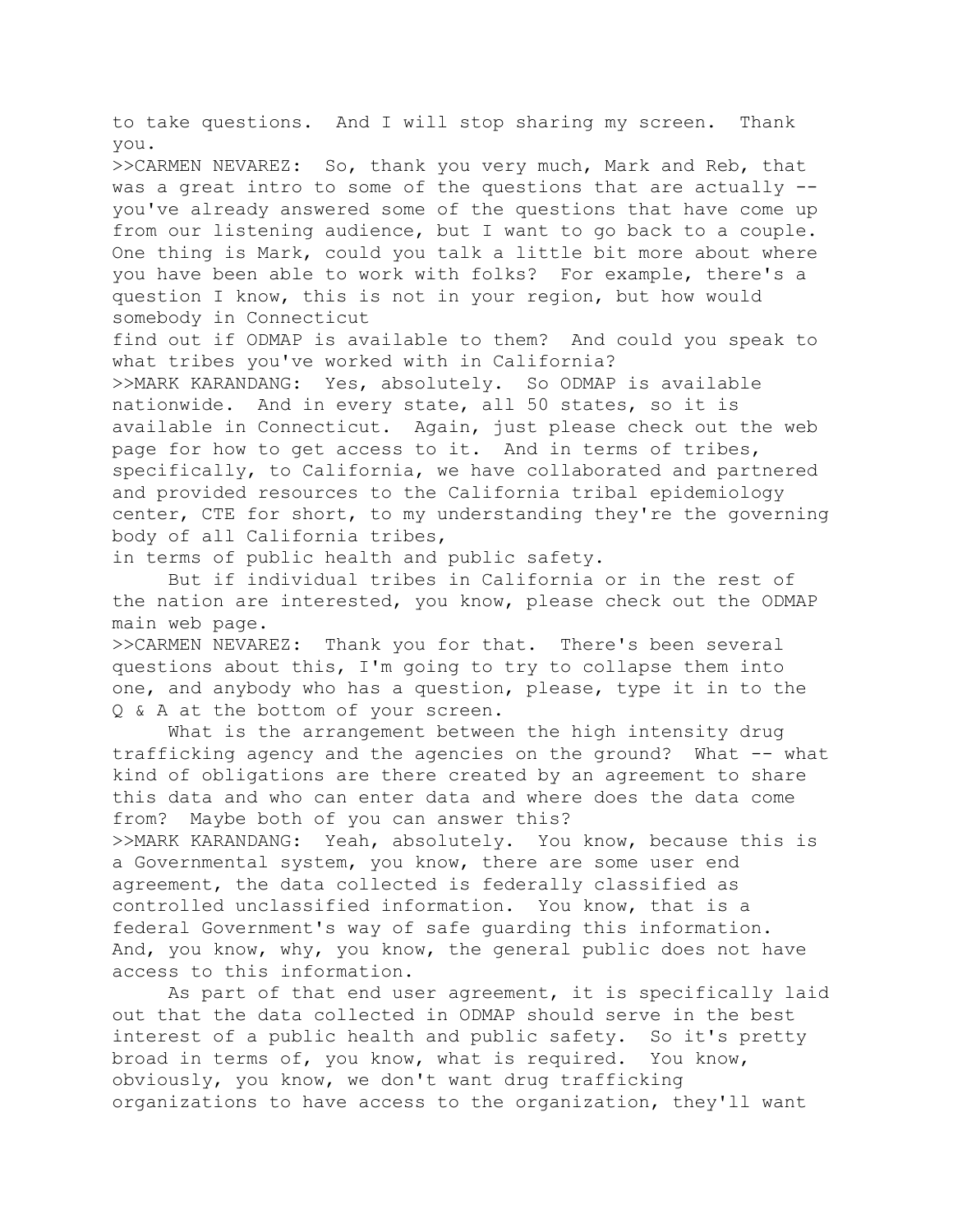to take questions. And I will stop sharing my screen. Thank you.

>>CARMEN NEVAREZ: So, thank you very much, Mark and Reb, that was a great intro to some of the questions that are actually -- you've already answered some of the questions that have come up from our listening audience, but I want to go back to a couple. One thing is Mark, could you talk a little bit more about where you have been able to work with folks? For example, there's a question I know, this is not in your region, but how would somebody in Connecticut find out if ODMAP is available to them? And could you speak to what tribes you've worked with in California?

>>MARK KARANDANG: Yes, absolutely. So ODMAP is available nationwide. And in every state, all 50 states, so it is available in Connecticut. Again, just please check out the web page for how to get access to it. And in terms of tribes, specifically, to California, we have collaborated and partnered and provided resources to the California tribal epidemiology center, CTE for short, to my understanding they're the governing body of all California tribes, in terms of public health and public safety.

But if individual tribes in California or in the rest of the nation are interested, you know, please check out the ODMAP main web page.

>>CARMEN NEVAREZ: Thank you for that. There's been several questions about this, I'm going to try to collapse them into one, and anybody who has a question, please, type it in to the Q & A at the bottom of your screen.

What is the arrangement between the high intensity drug trafficking agency and the agencies on the ground? What -- what kind of obligations are there created by an agreement to share this data and who can enter data and where does the data come from? Maybe both of you can answer this?

>>MARK KARANDANG: Yeah, absolutely. You know, because this is a Governmental system, you know, there are some user end agreement, the data collected is federally classified as controlled unclassified information. You know, that is a federal Government's way of safe guarding this information. And, you know, why, you know, the general public does not have access to this information.

As part of that end user agreement, it is specifically laid out that the data collected in ODMAP should serve in the best interest of a public health and public safety. So it's pretty broad in terms of, you know, what is required. You know, obviously, you know, we don't want drug trafficking organizations to have access to the organization, they'll want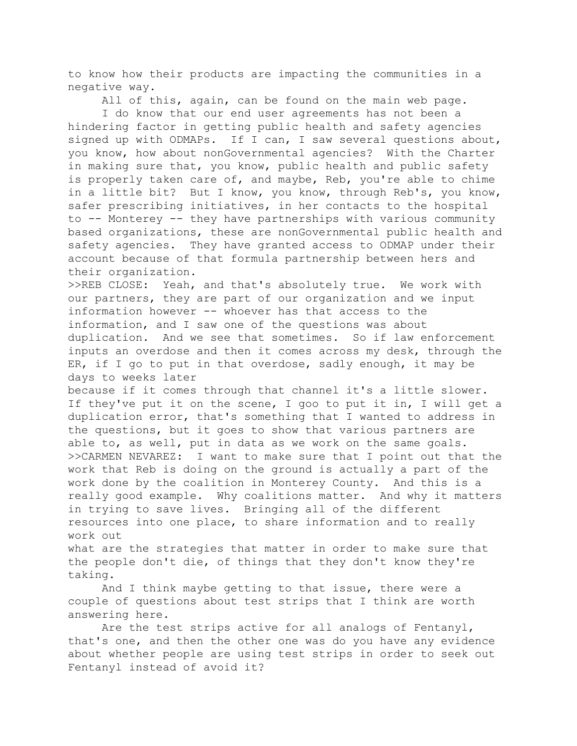to know how their products are impacting the communities in a negative way.

All of this, again, can be found on the main web page.

I do know that our end user agreements has not been a hindering factor in getting public health and safety agencies signed up with ODMAPs. If I can, I saw several questions about, you know, how about nonGovernmental agencies? With the Charter in making sure that, you know, public health and public safety is properly taken care of, and maybe, Reb, you're able to chime in a little bit? But I know, you know, through Reb's, you know, safer prescribing initiatives, in her contacts to the hospital to -- Monterey -- they have partnerships with various community based organizations, these are nonGovernmental public health and safety agencies. They have granted access to ODMAP under their account because of that formula partnership between hers and their organization.

>>REB CLOSE: Yeah, and that's absolutely true. We work with our partners, they are part of our organization and we input information however -- whoever has that access to the information, and I saw one of the questions was about duplication. And we see that sometimes. So if law enforcement inputs an overdose and then it comes across my desk, through the ER, if I go to put in that overdose, sadly enough, it may be days to weeks later
because if it comes through that channel it's a little slower. If they've put it on the scene, I goo to put it in, I will get a duplication error, that's something that I wanted to address in the questions, but it goes to show that various partners are able to, as well, put in data as we work on the same goals.

>>CARMEN NEVAREZ: I want to make sure that I point out that the work that Reb is doing on the ground is actually a part of the work done by the coalition in Monterey County. And this is a really good example. Why coalitions matter. And why it matters in trying to save lives. Bringing all of the different resources into one place, to share information and to really work out
what are the strategies that matter in order to make sure that the people don't die, of things that they don't know they're taking.

And I think maybe getting to that issue, there were a couple of questions about test strips that I think are worth answering here.

Are the test strips active for all analogs of Fentanyl, that's one, and then the other one was do you have any evidence about whether people are using test strips in order to seek out Fentanyl instead of avoid it?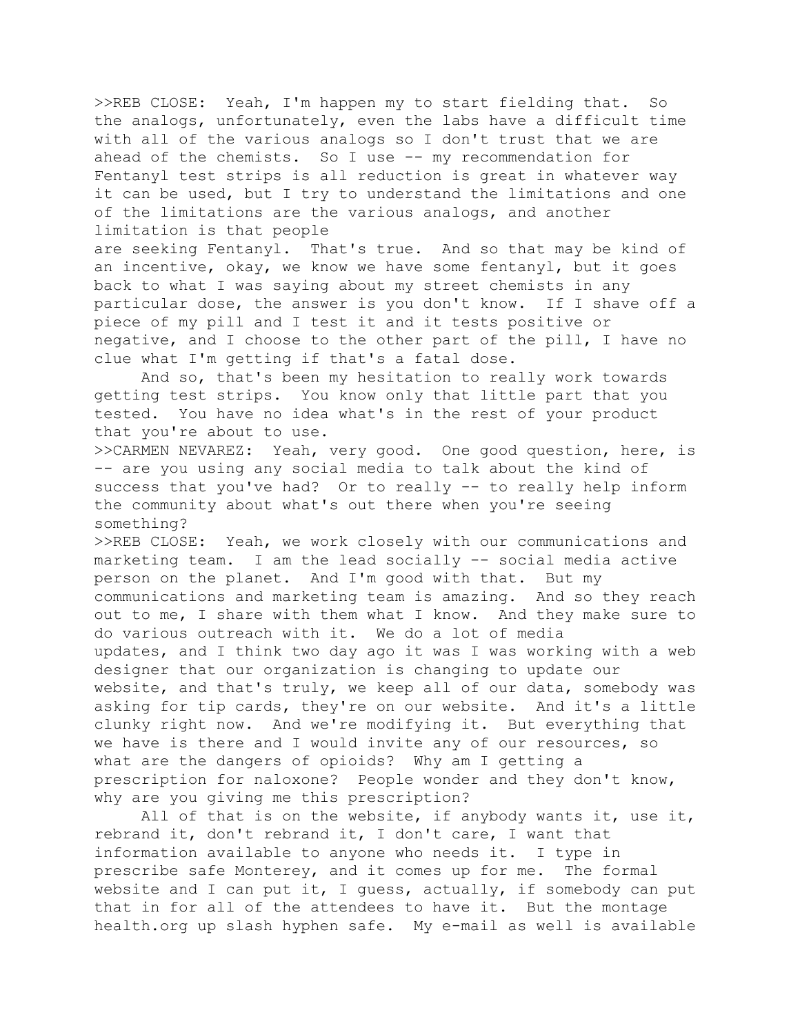>>REB CLOSE: Yeah, I'm happen my to start fielding that. So the analogs, unfortunately, even the labs have a difficult time with all of the various analogs so I don't trust that we are ahead of the chemists. So I use -- my recommendation for Fentanyl test strips is all reduction is great in whatever way it can be used, but I try to understand the limitations and one of the limitations are the various analogs, and another limitation is that people are seeking Fentanyl. That's true. And so that may be kind of an incentive, okay, we know we have some fentanyl, but it goes back to what I was saying about my street chemists in any particular dose, the answer is you don't know. If I shave off a piece of my pill and I test it and it tests positive or negative, and I choose to the other part of the pill, I have no clue what I'm getting if that's a fatal dose.

And so, that's been my hesitation to really work towards getting test strips. You know only that little part that you tested. You have no idea what's in the rest of your product that you're about to use.

>>CARMEN NEVAREZ: Yeah, very good. One good question, here, is -- are you using any social media to talk about the kind of success that you've had? Or to really -- to really help inform the community about what's out there when you're seeing something?

>>REB CLOSE: Yeah, we work closely with our communications and marketing team. I am the lead socially -- social media active person on the planet. And I'm good with that. But my communications and marketing team is amazing. And so they reach out to me, I share with them what I know. And they make sure to do various outreach with it. We do a lot of media updates, and I think two day ago it was I was working with a web designer that our organization is changing to update our website, and that's truly, we keep all of our data, somebody was asking for tip cards, they're on our website. And it's a little clunky right now. And we're modifying it. But everything that we have is there and I would invite any of our resources, so what are the dangers of opioids? Why am I getting a prescription for naloxone? People wonder and they don't know, why are you giving me this prescription?

All of that is on the website, if anybody wants it, use it, rebrand it, don't rebrand it, I don't care, I want that information available to anyone who needs it. I type in prescribe safe Monterey, and it comes up for me. The formal website and I can put it, I guess, actually, if somebody can put that in for all of the attendees to have it. But the montage health.org up slash hyphen safe. My e-mail as well is available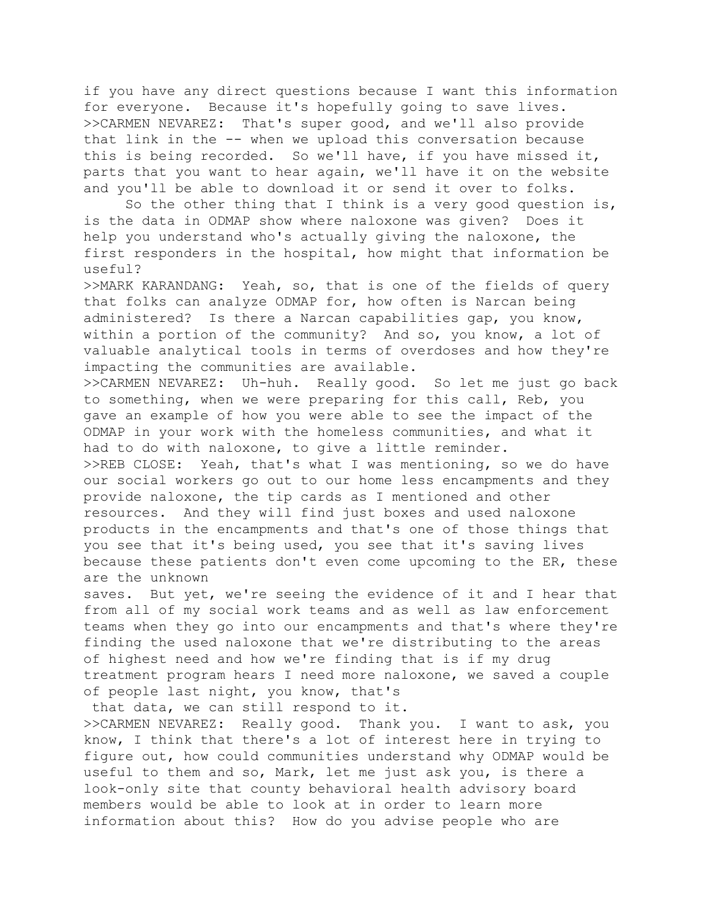if you have any direct questions because I want this information for everyone. Because it's hopefully going to save lives.

>>CARMEN NEVAREZ: That's super good, and we'll also provide that link in the -- when we upload this conversation because this is being recorded. So we'll have, if you have missed it, parts that you want to hear again, we'll have it on the website and you'll be able to download it or send it over to folks.

So the other thing that I think is a very good question is, is the data in ODMAP show where naloxone was given? Does it help you understand who's actually giving the naloxone, the first responders in the hospital, how might that information be useful?

>>MARK KARANDANG: Yeah, so, that is one of the fields of query that folks can analyze ODMAP for, how often is Narcan being administered? Is there a Narcan capabilities gap, you know, within a portion of the community? And so, you know, a lot of valuable analytical tools in terms of overdoses and how they're impacting the communities are available.

>>CARMEN NEVAREZ: Uh-huh. Really good. So let me just go back to something, when we were preparing for this call, Reb, you gave an example of how you were able to see the impact of the ODMAP in your work with the homeless communities, and what it had to do with naloxone, to give a little reminder.

>>REB CLOSE: Yeah, that's what I was mentioning, so we do have our social workers go out to our home less encampments and they provide naloxone, the tip cards as I mentioned and other resources. And they will find just boxes and used naloxone products in the encampments and that's one of those things that you see that it's being used, you see that it's saving lives because these patients don't even come upcoming to the ER, these are the unknown saves. But yet, we're seeing the evidence of it and I hear that from all of my social work teams and as well as law enforcement teams when they go into our encampments and that's where they're finding the used naloxone that we're distributing to the areas of highest need and how we're finding that is if my drug treatment program hears I need more naloxone, we saved a couple of people last night, you know, that's that data, we can still respond to it.

>>CARMEN NEVAREZ: Really good. Thank you. I want to ask, you know, I think that there's a lot of interest here in trying to figure out, how could communities understand why ODMAP would be useful to them and so, Mark, let me just ask you, is there a look-only site that county behavioral health advisory board members would be able to look at in order to learn more information about this? How do you advise people who are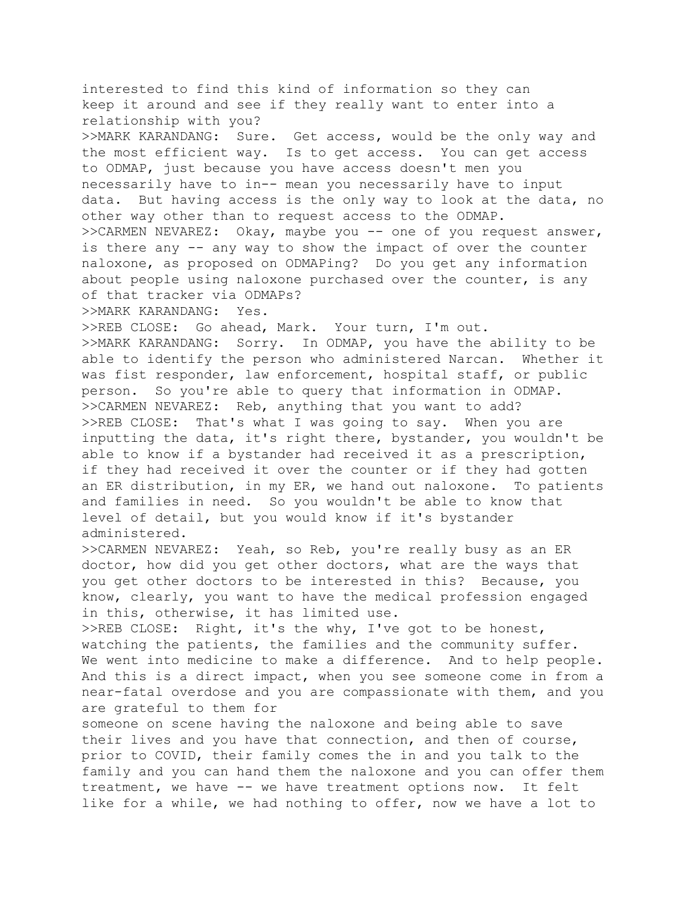interested to find this kind of information so they can keep it around and see if they really want to enter into a relationship with you?

>>MARK KARANDANG: Sure. Get access, would be the only way and the most efficient way. Is to get access. You can get access to ODMAP, just because you have access doesn't men you necessarily have to in-- mean you necessarily have to input data. But having access is the only way to look at the data, no other way other than to request access to the ODMAP.

>>CARMEN NEVAREZ: Okay, maybe you -- one of you request answer, is there any -- any way to show the impact of over the counter naloxone, as proposed on ODMAPing? Do you get any information about people using naloxone purchased over the counter, is any of that tracker via ODMAPs?

>>MARK KARANDANG: Yes.

>>REB CLOSE: Go ahead, Mark. Your turn, I'm out.

>>MARK KARANDANG: Sorry. In ODMAP, you have the ability to be able to identify the person who administered Narcan. Whether it was fist responder, law enforcement, hospital staff, or public person. So you're able to query that information in ODMAP.

>>CARMEN NEVAREZ: Reb, anything that you want to add?

>>REB CLOSE: That's what I was going to say. When you are inputting the data, it's right there, bystander, you wouldn't be able to know if a bystander had received it as a prescription, if they had received it over the counter or if they had gotten an ER distribution, in my ER, we hand out naloxone. To patients and families in need. So you wouldn't be able to know that level of detail, but you would know if it's bystander administered.

>>CARMEN NEVAREZ: Yeah, so Reb, you're really busy as an ER doctor, how did you get other doctors, what are the ways that you get other doctors to be interested in this? Because, you know, clearly, you want to have the medical profession engaged in this, otherwise, it has limited use.

>>REB CLOSE: Right, it's the why, I've got to be honest, watching the patients, the families and the community suffer. We went into medicine to make a difference. And to help people. And this is a direct impact, when you see someone come in from a near-fatal overdose and you are compassionate with them, and you are grateful to them for someone on scene having the naloxone and being able to save their lives and you have that connection, and then of course, prior to COVID, their family comes the in and you talk to the family and you can hand them the naloxone and you can offer them treatment, we have -- we have treatment options now. It felt like for a while, we had nothing to offer, now we have a lot to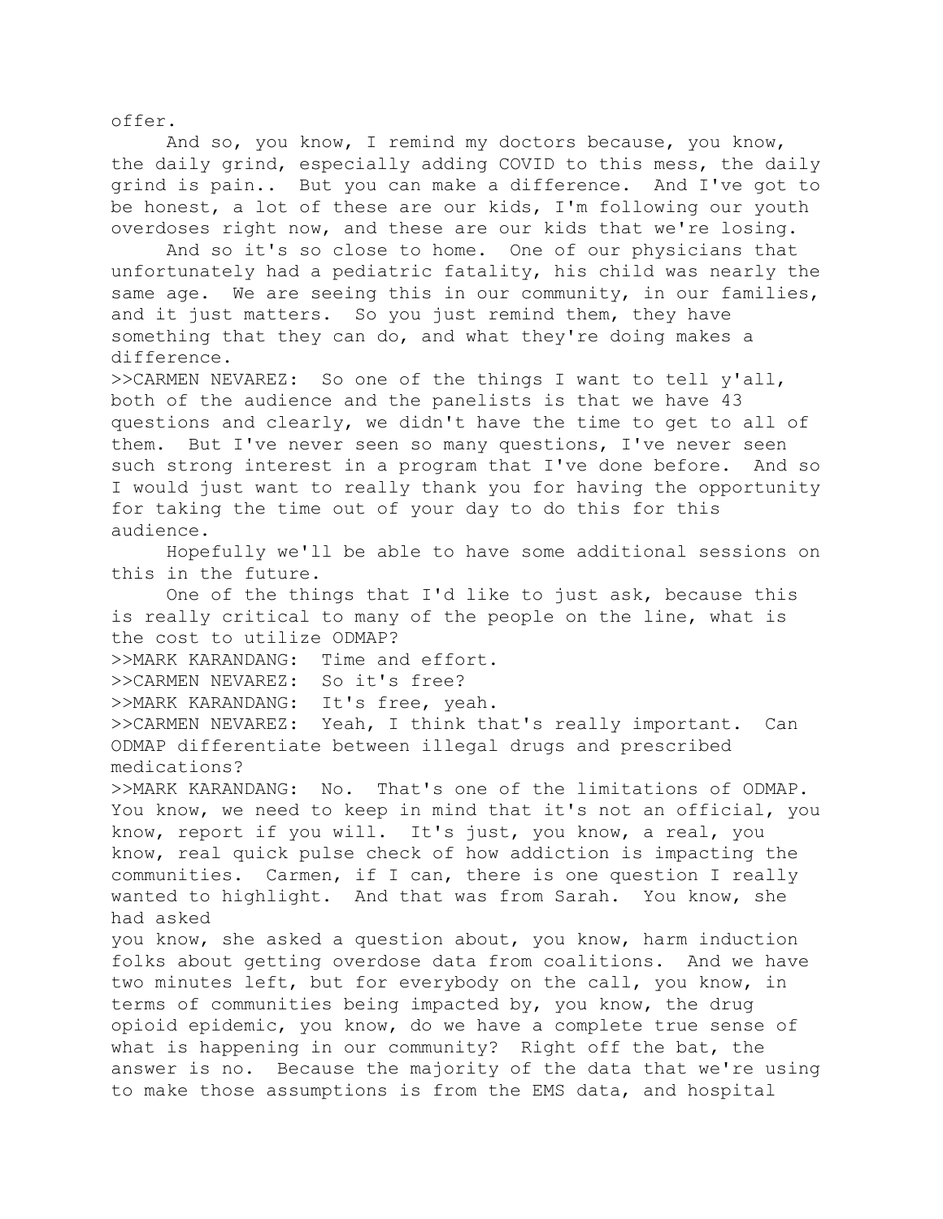offer.

And so, you know, I remind my doctors because, you know, the daily grind, especially adding COVID to this mess, the daily grind is pain.. But you can make a difference. And I've got to be honest, a lot of these are our kids, I'm following our youth overdoses right now, and these are our kids that we're losing.

And so it's so close to home. One of our physicians that unfortunately had a pediatric fatality, his child was nearly the same age. We are seeing this in our community, in our families, and it just matters. So you just remind them, they have something that they can do, and what they're doing makes a difference.

>>CARMEN NEVAREZ: So one of the things I want to tell y'all, both of the audience and the panelists is that we have 43 questions and clearly, we didn't have the time to get to all of them. But I've never seen so many questions, I've never seen such strong interest in a program that I've done before. And so I would just want to really thank you for having the opportunity for taking the time out of your day to do this for this audience.

Hopefully we'll be able to have some additional sessions on this in the future.

One of the things that I'd like to just ask, because this is really critical to many of the people on the line, what is the cost to utilize ODMAP?

>>MARK KARANDANG: Time and effort.

>>CARMEN NEVAREZ: So it's free?

>>MARK KARANDANG: It's free, yeah.

>>CARMEN NEVAREZ: Yeah, I think that's really important. Can ODMAP differentiate between illegal drugs and prescribed medications?

>>MARK KARANDANG: No. That's one of the limitations of ODMAP. You know, we need to keep in mind that it's not an official, you know, report if you will. It's just, you know, a real, you know, real quick pulse check of how addiction is impacting the communities. Carmen, if I can, there is one question I really wanted to highlight. And that was from Sarah. You know, she had asked

you know, she asked a question about, you know, harm induction folks about getting overdose data from coalitions. And we have two minutes left, but for everybody on the call, you know, in terms of communities being impacted by, you know, the drug opioid epidemic, you know, do we have a complete true sense of what is happening in our community? Right off the bat, the answer is no. Because the majority of the data that we're using to make those assumptions is from the EMS data, and hospital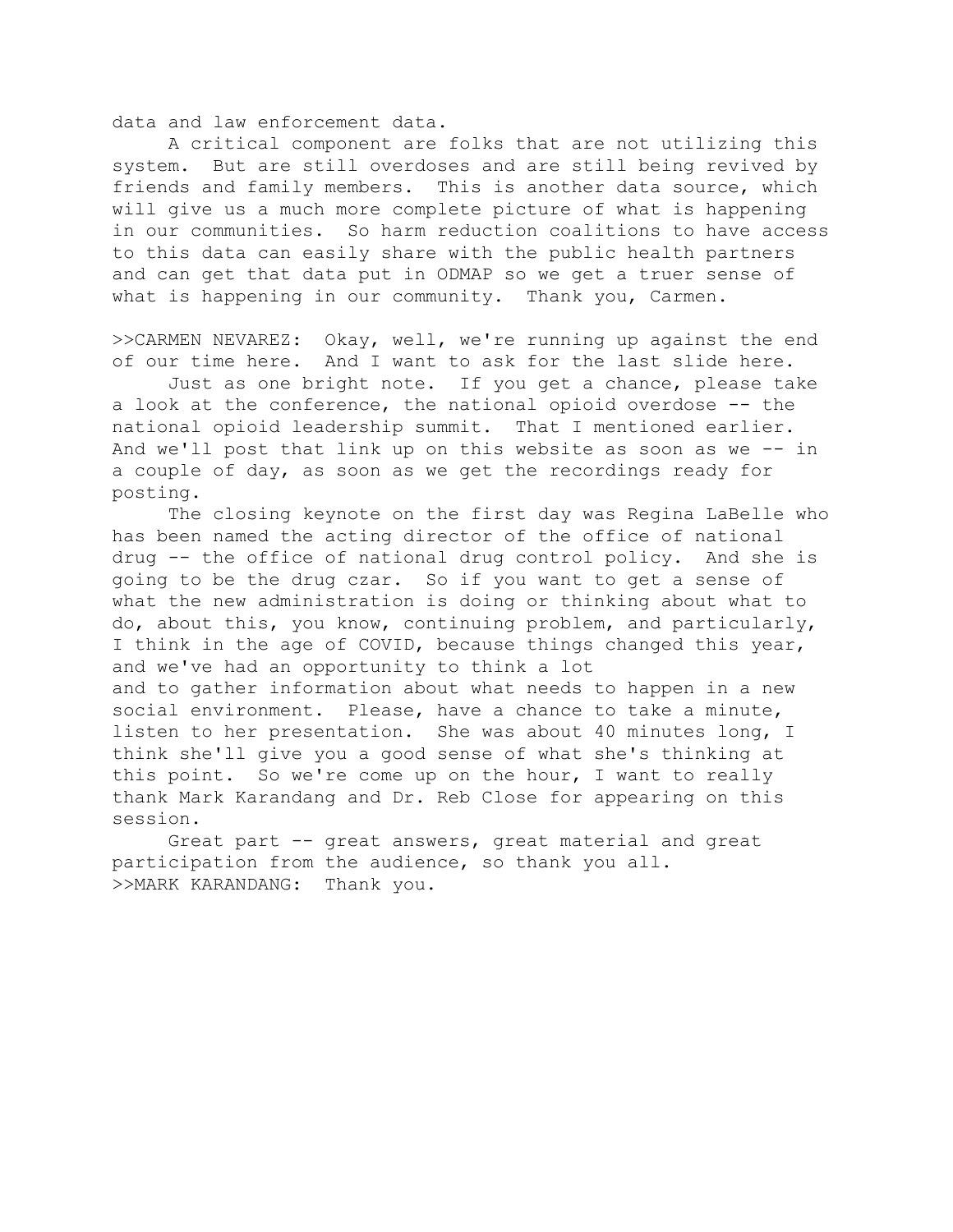data and law enforcement data.

A critical component are folks that are not utilizing this system. But are still overdoses and are still being revived by friends and family members. This is another data source, which will give us a much more complete picture of what is happening in our communities. So harm reduction coalitions to have access to this data can easily share with the public health partners and can get that data put in ODMAP so we get a truer sense of what is happening in our community. Thank you, Carmen.

>>CARMEN NEVAREZ: Okay, well, we're running up against the end of our time here. And I want to ask for the last slide here.

Just as one bright note. If you get a chance, please take a look at the conference, the national opioid overdose -- the national opioid leadership summit. That I mentioned earlier. And we'll post that link up on this website as soon as we -- in a couple of day, as soon as we get the recordings ready for posting.

The closing keynote on the first day was Regina LaBelle who has been named the acting director of the office of national drug -- the office of national drug control policy. And she is going to be the drug czar. So if you want to get a sense of what the new administration is doing or thinking about what to do, about this, you know, continuing problem, and particularly, I think in the age of COVID, because things changed this year, and we've had an opportunity to think a lot and to gather information about what needs to happen in a new social environment. Please, have a chance to take a minute, listen to her presentation. She was about 40 minutes long, I think she'll give you a good sense of what she's thinking at this point. So we're come up on the hour, I want to really thank Mark Karandang and Dr. Reb Close for appearing on this session.

Great part -- great answers, great material and great participation from the audience, so thank you all.

>>MARK KARANDANG: Thank you.